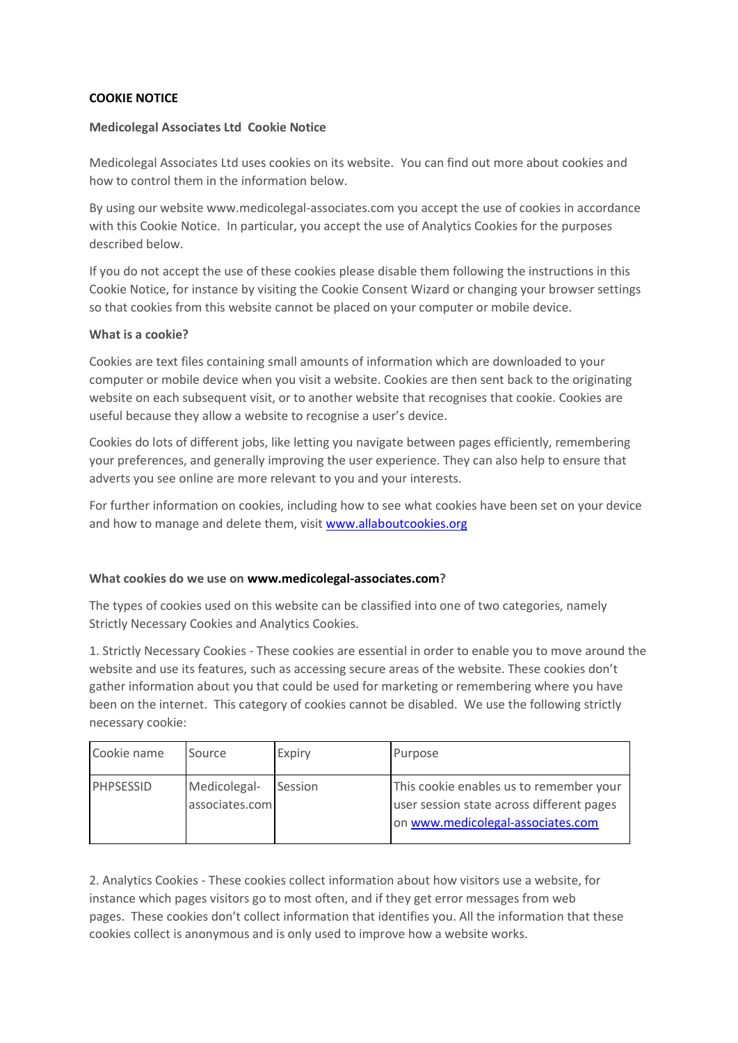**COOKIE NOTICE**

**Medicolegal Associates Ltd Cookie Notice**

Medicolegal Associates Ltd uses cookies on its website. You can find out more about cookies and how to control them in the information below.

By using our website www.medicolegal-associates.com you accept the use of cookies in accordance with this Cookie Notice. In particular, you accept the use of Analytics Cookies for the purposes described below.

If you do not accept the use of these cookies please disable them following the instructions in this Cookie Notice, for instance by visiting the Cookie Consent Wizard or changing your browser settings so that cookies from this website cannot be placed on your computer or mobile device.

**What is a cookie?**

Cookies are text files containing small amounts of information which are downloaded to your computer or mobile device when you visit a website. Cookies are then sent back to the originating website on each subsequent visit, or to another website that recognises that cookie. Cookies are useful because they allow a website to recognise a user's device.

Cookies do lots of different jobs, like letting you navigate between pages efficiently, remembering your preferences, and generally improving the user experience. They can also help to ensure that adverts you see online are more relevant to you and your interests.

For further information on cookies, including how to see what cookies have been set on your device and how to manage and delete them, visit [www.allaboutcookies.org](www.allaboutcookies.org)

**What cookies do we use on www.medicolegal-associates.com?**

The types of cookies used on this website can be classified into one of two categories, namely Strictly Necessary Cookies and Analytics Cookies.

1. Strictly Necessary Cookies - These cookies are essential in order to enable you to move around the website and use its features, such as accessing secure areas of the website. These cookies don't gather information about you that could be used for marketing or remembering where you have been on the internet. This category of cookies cannot be disabled. We use the following strictly necessary cookie:

| Cookie name | Source | Expiry | Purpose |
|---|---|---|---|
| PHPSESSID | Medicolegal-associates.com | Session | This cookie enables us to remember your user session state across different pages on [www.medicolegal-associates.com](www.medicolegal-associates.com) |

2. Analytics Cookies - These cookies collect information about how visitors use a website, for instance which pages visitors go to most often, and if they get error messages from web pages. These cookies don't collect information that identifies you. All the information that these cookies collect is anonymous and is only used to improve how a website works.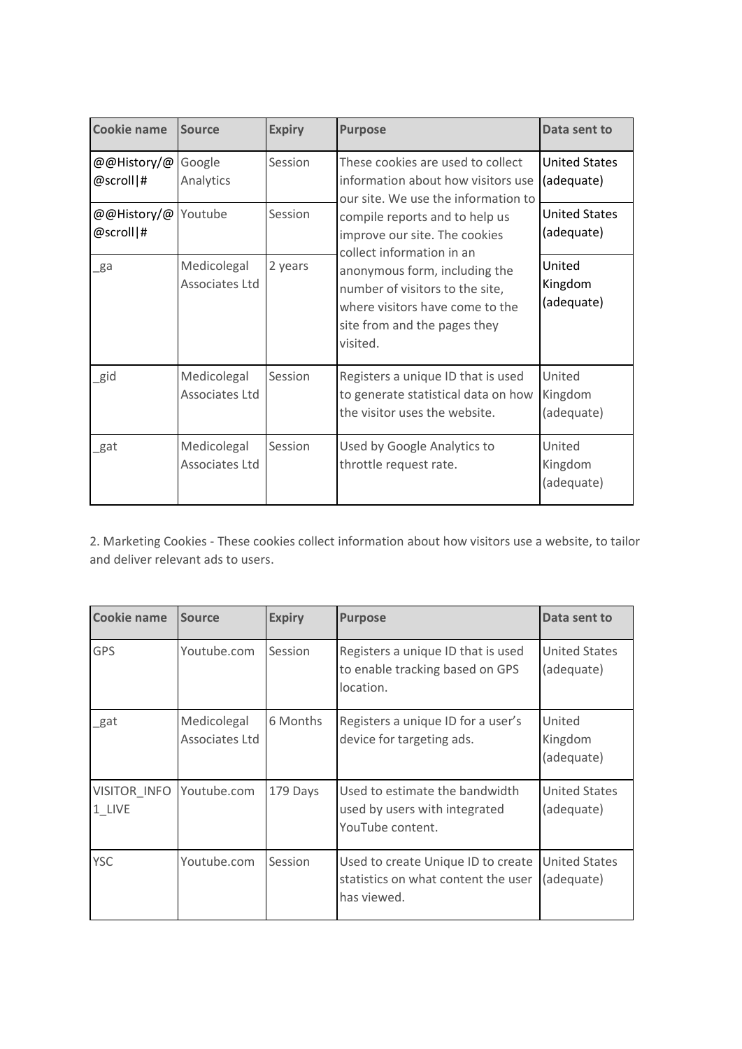| Cookie name | Source | Expiry | Purpose | Data sent to |
|---|---|---|---|---|
| @@History/@@scroll\|# | Google Analytics | Session | These cookies are used to collect information about how visitors use our site. We use the information to compile reports and to help us improve our site. The cookies collect information in an anonymous form, including the number of visitors to the site, where visitors have come to the site from and the pages they visited. | United States (adequate) |
| @@History/@@scroll\|# | Youtube | Session | | United States (adequate) |
| _ga | Medicolegal Associates Ltd | 2 years | | United Kingdom (adequate) |
| _gid | Medicolegal Associates Ltd | Session | Registers a unique ID that is used to generate statistical data on how the visitor uses the website. | United Kingdom (adequate) |
| _gat | Medicolegal Associates Ltd | Session | Used by Google Analytics to throttle request rate. | United Kingdom (adequate) |

2. Marketing Cookies - These cookies collect information about how visitors use a website, to tailor and deliver relevant ads to users.

| Cookie name | Source | Expiry | Purpose | Data sent to |
|---|---|---|---|---|
| GPS | Youtube.com | Session | Registers a unique ID that is used to enable tracking based on GPS location. | United States (adequate) |
| _gat | Medicolegal Associates Ltd | 6 Months | Registers a unique ID for a user's device for targeting ads. | United Kingdom (adequate) |
| VISITOR_INFO1_LIVE | Youtube.com | 179 Days | Used to estimate the bandwidth used by users with integrated YouTube content. | United States (adequate) |
| YSC | Youtube.com | Session | Used to create Unique ID to create statistics on what content the user has viewed. | United States (adequate) |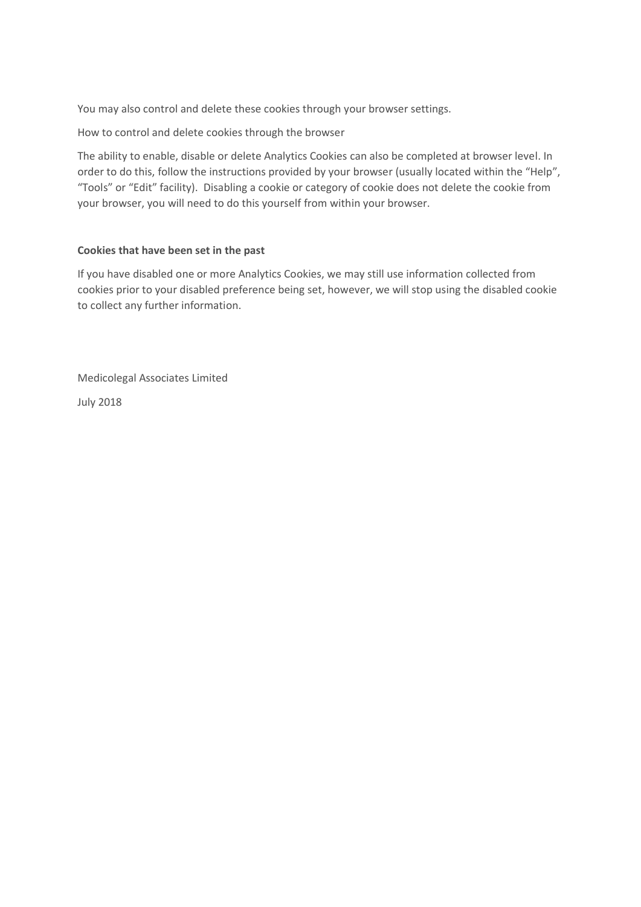You may also control and delete these cookies through your browser settings.

How to control and delete cookies through the browser

The ability to enable, disable or delete Analytics Cookies can also be completed at browser level. In order to do this, follow the instructions provided by your browser (usually located within the “Help”, “Tools” or “Edit” facility). Disabling a cookie or category of cookie does not delete the cookie from your browser, you will need to do this yourself from within your browser.

**Cookies that have been set in the past**

If you have disabled one or more Analytics Cookies, we may still use information collected from cookies prior to your disabled preference being set, however, we will stop using the disabled cookie to collect any further information.

Medicolegal Associates Limited

July 2018